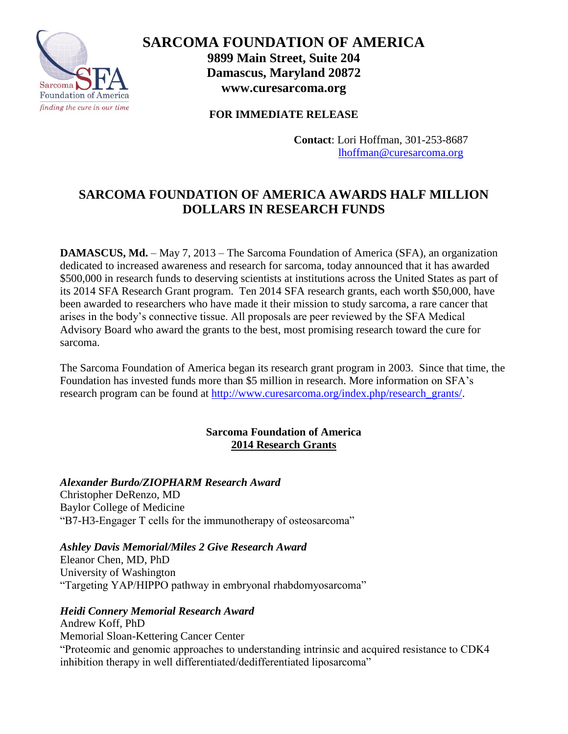# SARCOMA FOUNDATION OF AMERICA

**9899 Main Street, Suite 204**
**Damascus, Maryland 20872**
**www.curesarcoma.org**

**FOR IMMEDIATE RELEASE**

**Contact**: Lori Hoffman, 301-253-8687
lhoffman@curesarcoma.org

## SARCOMA FOUNDATION OF AMERICA AWARDS HALF MILLION DOLLARS IN RESEARCH FUNDS

**DAMASCUS, Md.** – May 7, 2013 – The Sarcoma Foundation of America (SFA), an organization dedicated to increased awareness and research for sarcoma, today announced that it has awarded $500,000 in research funds to deserving scientists at institutions across the United States as part of its 2014 SFA Research Grant program. Ten 2014 SFA research grants, each worth $50,000, have been awarded to researchers who have made it their mission to study sarcoma, a rare cancer that arises in the body's connective tissue. All proposals are peer reviewed by the SFA Medical Advisory Board who award the grants to the best, most promising research toward the cure for sarcoma.

The Sarcoma Foundation of America began its research grant program in 2003. Since that time, the Foundation has invested funds more than $5 million in research. More information on SFA's research program can be found at http://www.curesarcoma.org/index.php/research_grants/.

### Sarcoma Foundation of America 2014 Research Grants

***Alexander Burdo/ZIOPHARM Research Award***
Christopher DeRenzo, MD
Baylor College of Medicine
"B7-H3-Engager T cells for the immunotherapy of osteosarcoma"

***Ashley Davis Memorial/Miles 2 Give Research Award***
Eleanor Chen, MD, PhD
University of Washington
"Targeting YAP/HIPPO pathway in embryonal rhabdomyosarcoma"

***Heidi Connery Memorial Research Award***
Andrew Koff, PhD
Memorial Sloan-Kettering Cancer Center
"Proteomic and genomic approaches to understanding intrinsic and acquired resistance to CDK4 inhibition therapy in well differentiated/dedifferentiated liposarcoma"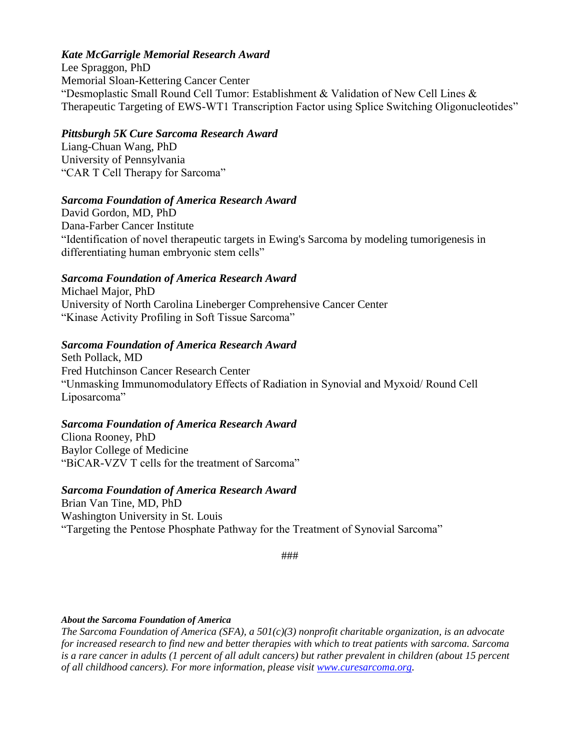***Kate McGarrigle Memorial Research Award***
Lee Spraggon, PhD
Memorial Sloan-Kettering Cancer Center
"Desmoplastic Small Round Cell Tumor: Establishment & Validation of New Cell Lines & Therapeutic Targeting of EWS-WT1 Transcription Factor using Splice Switching Oligonucleotides"

***Pittsburgh 5K Cure Sarcoma Research Award***
Liang-Chuan Wang, PhD
University of Pennsylvania
"CAR T Cell Therapy for Sarcoma"

***Sarcoma Foundation of America Research Award***
David Gordon, MD, PhD
Dana-Farber Cancer Institute
"Identification of novel therapeutic targets in Ewing's Sarcoma by modeling tumorigenesis in differentiating human embryonic stem cells"

***Sarcoma Foundation of America Research Award***
Michael Major, PhD
University of North Carolina Lineberger Comprehensive Cancer Center
"Kinase Activity Profiling in Soft Tissue Sarcoma"

***Sarcoma Foundation of America Research Award***
Seth Pollack, MD
Fred Hutchinson Cancer Research Center
"Unmasking Immunomodulatory Effects of Radiation in Synovial and Myxoid/ Round Cell Liposarcoma"

***Sarcoma Foundation of America Research Award***
Cliona Rooney, PhD
Baylor College of Medicine
"BiCAR-VZV T cells for the treatment of Sarcoma"

***Sarcoma Foundation of America Research Award***
Brian Van Tine, MD, PhD
Washington University in St. Louis
"Targeting the Pentose Phosphate Pathway for the Treatment of Synovial Sarcoma"

###

***About the Sarcoma Foundation of America***
*The Sarcoma Foundation of America (SFA), a 501(c)(3) nonprofit charitable organization, is an advocate for increased research to find new and better therapies with which to treat patients with sarcoma. Sarcoma is a rare cancer in adults (1 percent of all adult cancers) but rather prevalent in children (about 15 percent of all childhood cancers). For more information, please visit [www.curesarcoma.org](http://www.curesarcoma.org).*